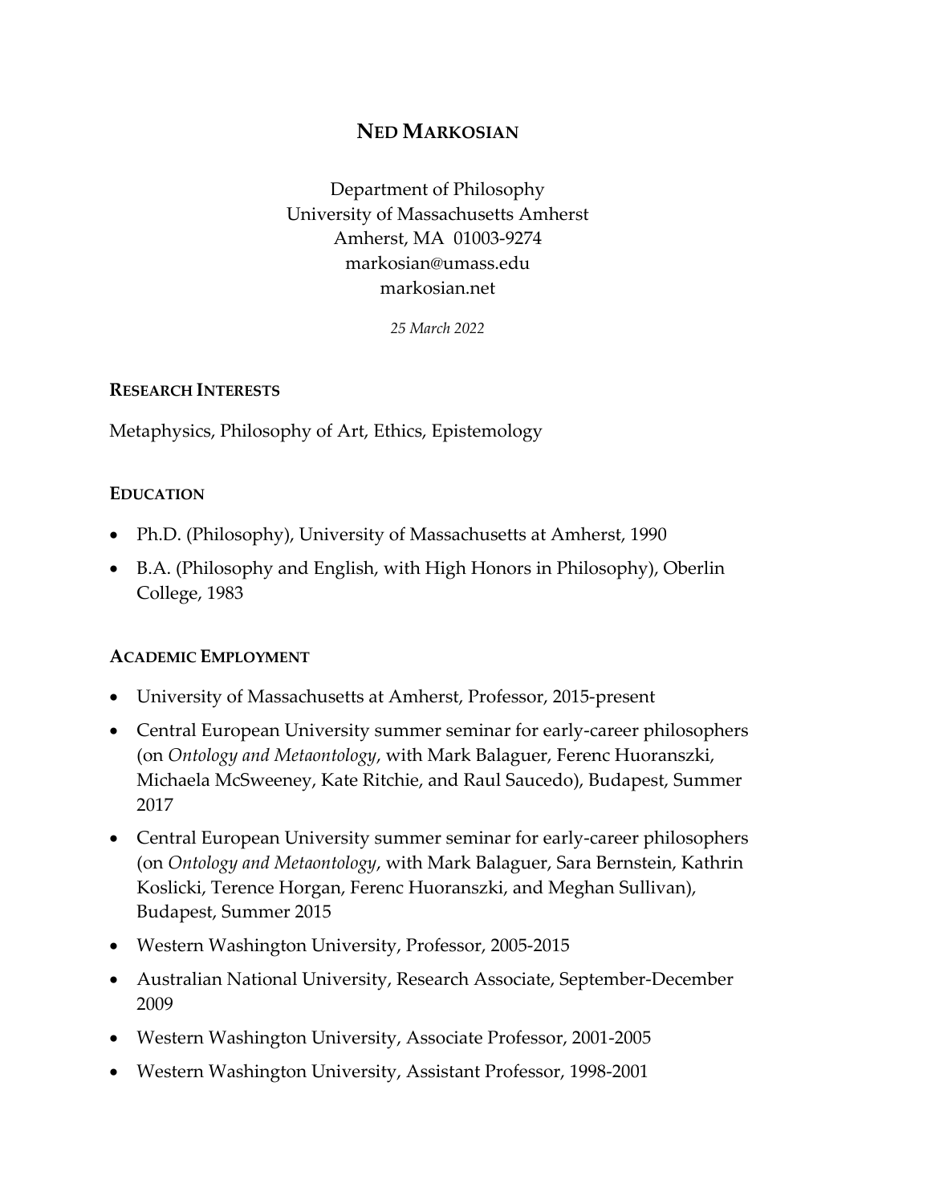# NED MARKOSIAN

Department of Philosophy
University of Massachusetts Amherst
Amherst, MA 01003-9274
markosian@umass.edu
markosian.net

*25 March 2022*

## RESEARCH INTERESTS

Metaphysics, Philosophy of Art, Ethics, Epistemology

## EDUCATION

- Ph.D. (Philosophy), University of Massachusetts at Amherst, 1990
- B.A. (Philosophy and English, with High Honors in Philosophy), Oberlin College, 1983

## ACADEMIC EMPLOYMENT

- University of Massachusetts at Amherst, Professor, 2015-present
- Central European University summer seminar for early-career philosophers (on *Ontology and Metaontology*, with Mark Balaguer, Ferenc Huoranszki, Michaela McSweeney, Kate Ritchie, and Raul Saucedo), Budapest, Summer 2017
- Central European University summer seminar for early-career philosophers (on *Ontology and Metaontology*, with Mark Balaguer, Sara Bernstein, Kathrin Koslicki, Terence Horgan, Ferenc Huoranszki, and Meghan Sullivan), Budapest, Summer 2015
- Western Washington University, Professor, 2005-2015
- Australian National University, Research Associate, September-December 2009
- Western Washington University, Associate Professor, 2001-2005
- Western Washington University, Assistant Professor, 1998-2001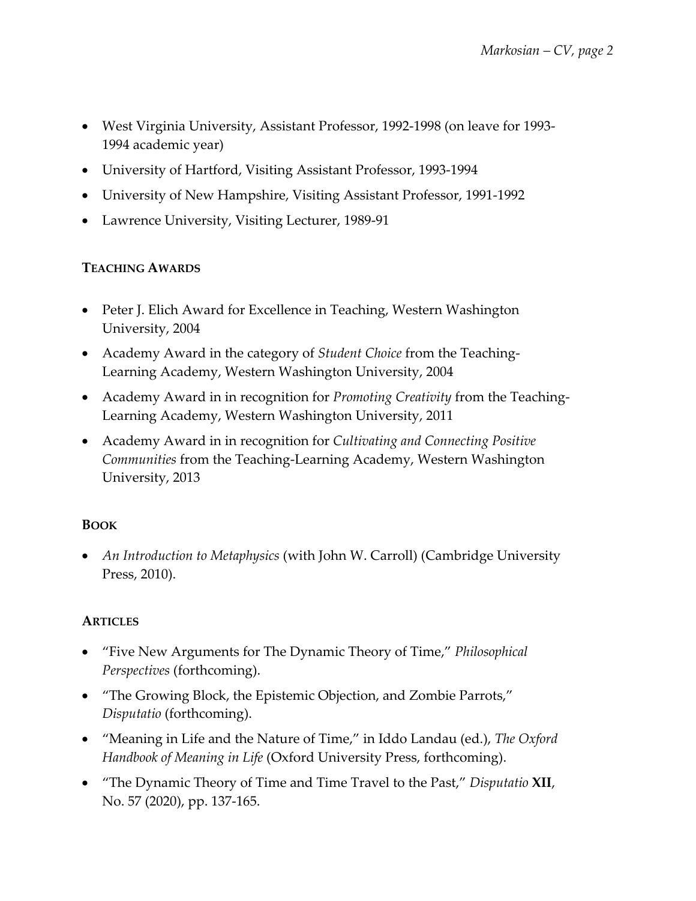- West Virginia University, Assistant Professor, 1992-1998 (on leave for 1993-1994 academic year)
- University of Hartford, Visiting Assistant Professor, 1993-1994
- University of New Hampshire, Visiting Assistant Professor, 1991-1992
- Lawrence University, Visiting Lecturer, 1989-91

### TEACHING AWARDS

- Peter J. Elich Award for Excellence in Teaching, Western Washington University, 2004
- Academy Award in the category of *Student Choice* from the Teaching-Learning Academy, Western Washington University, 2004
- Academy Award in in recognition for *Promoting Creativity* from the Teaching-Learning Academy, Western Washington University, 2011
- Academy Award in in recognition for *Cultivating and Connecting Positive Communities* from the Teaching-Learning Academy, Western Washington University, 2013

### BOOK

- *An Introduction to Metaphysics* (with John W. Carroll) (Cambridge University Press, 2010).

### ARTICLES

- "Five New Arguments for The Dynamic Theory of Time," *Philosophical Perspectives* (forthcoming).
- "The Growing Block, the Epistemic Objection, and Zombie Parrots," *Disputatio* (forthcoming).
- "Meaning in Life and the Nature of Time," in Iddo Landau (ed.), *The Oxford Handbook of Meaning in Life* (Oxford University Press, forthcoming).
- "The Dynamic Theory of Time and Time Travel to the Past," *Disputatio* **XII**, No. 57 (2020), pp. 137-165.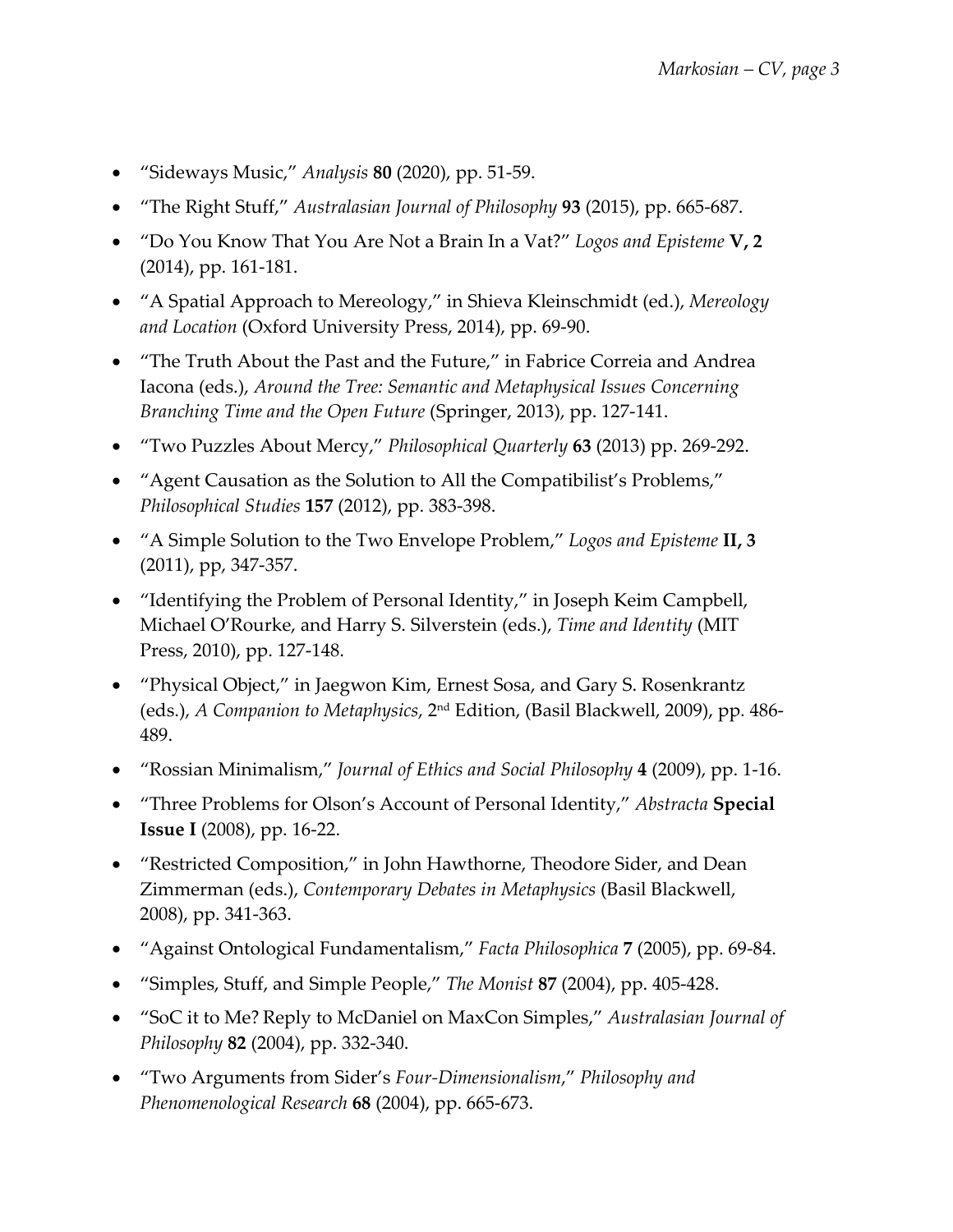- "Sideways Music," *Analysis* **80** (2020), pp. 51-59.
- "The Right Stuff," *Australasian Journal of Philosophy* **93** (2015), pp. 665-687.
- "Do You Know That You Are Not a Brain In a Vat?" *Logos and Episteme* **V, 2** (2014), pp. 161-181.
- "A Spatial Approach to Mereology," in Shieva Kleinschmidt (ed.), *Mereology and Location* (Oxford University Press, 2014), pp. 69-90.
- "The Truth About the Past and the Future," in Fabrice Correia and Andrea Iacona (eds.), *Around the Tree: Semantic and Metaphysical Issues Concerning Branching Time and the Open Future* (Springer, 2013), pp. 127-141.
- "Two Puzzles About Mercy," *Philosophical Quarterly* **63** (2013) pp. 269-292.
- "Agent Causation as the Solution to All the Compatibilist's Problems," *Philosophical Studies* **157** (2012), pp. 383-398.
- "A Simple Solution to the Two Envelope Problem," *Logos and Episteme* **II, 3** (2011), pp, 347-357.
- "Identifying the Problem of Personal Identity," in Joseph Keim Campbell, Michael O'Rourke, and Harry S. Silverstein (eds.), *Time and Identity* (MIT Press, 2010), pp. 127-148.
- "Physical Object," in Jaegwon Kim, Ernest Sosa, and Gary S. Rosenkrantz (eds.), *A Companion to Metaphysics*, 2nd Edition, (Basil Blackwell, 2009), pp. 486-489.
- "Rossian Minimalism," *Journal of Ethics and Social Philosophy* **4** (2009), pp. 1-16.
- "Three Problems for Olson's Account of Personal Identity," *Abstracta* **Special Issue I** (2008), pp. 16-22.
- "Restricted Composition," in John Hawthorne, Theodore Sider, and Dean Zimmerman (eds.), *Contemporary Debates in Metaphysics* (Basil Blackwell, 2008), pp. 341-363.
- "Against Ontological Fundamentalism," *Facta Philosophica* **7** (2005), pp. 69-84.
- "Simples, Stuff, and Simple People," *The Monist* **87** (2004), pp. 405-428.
- "SoC it to Me? Reply to McDaniel on MaxCon Simples," *Australasian Journal of Philosophy* **82** (2004), pp. 332-340.
- "Two Arguments from Sider's *Four-Dimensionalism*," *Philosophy and Phenomenological Research* **68** (2004), pp. 665-673.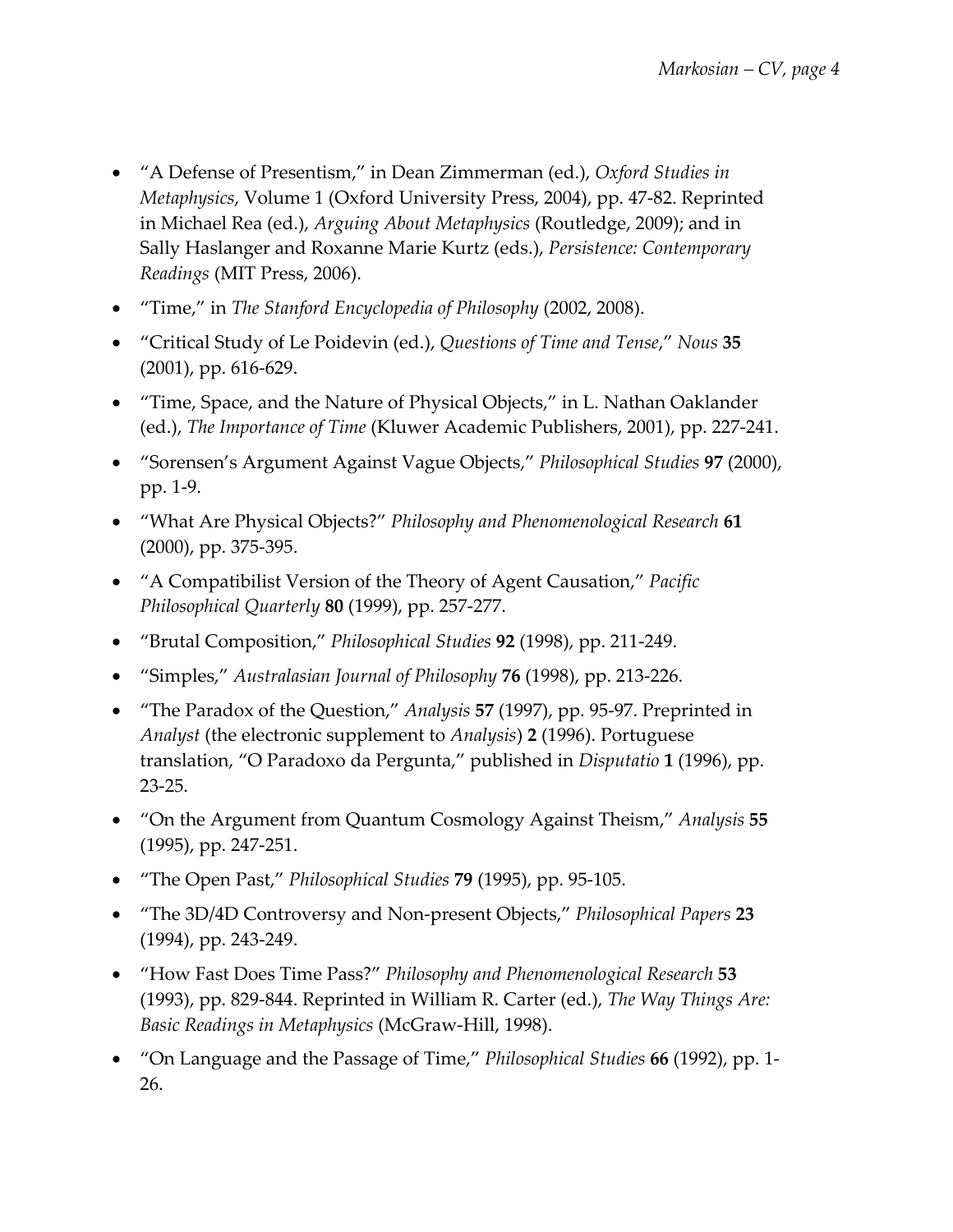- "A Defense of Presentism," in Dean Zimmerman (ed.), *Oxford Studies in Metaphysics*, Volume 1 (Oxford University Press, 2004), pp. 47-82. Reprinted in Michael Rea (ed.), *Arguing About Metaphysics* (Routledge, 2009); and in Sally Haslanger and Roxanne Marie Kurtz (eds.), *Persistence: Contemporary Readings* (MIT Press, 2006).
- "Time," in *The Stanford Encyclopedia of Philosophy* (2002, 2008).
- "Critical Study of Le Poidevin (ed.), *Questions of Time and Tense*," *Nous* **35** (2001), pp. 616-629.
- "Time, Space, and the Nature of Physical Objects," in L. Nathan Oaklander (ed.), *The Importance of Time* (Kluwer Academic Publishers, 2001), pp. 227-241.
- "Sorensen's Argument Against Vague Objects," *Philosophical Studies* **97** (2000), pp. 1-9.
- "What Are Physical Objects?" *Philosophy and Phenomenological Research* **61** (2000), pp. 375-395.
- "A Compatibilist Version of the Theory of Agent Causation," *Pacific Philosophical Quarterly* **80** (1999), pp. 257-277.
- "Brutal Composition," *Philosophical Studies* **92** (1998), pp. 211-249.
- "Simples," *Australasian Journal of Philosophy* **76** (1998), pp. 213-226.
- "The Paradox of the Question," *Analysis* **57** (1997), pp. 95-97. Preprinted in *Analyst* (the electronic supplement to *Analysis*) **2** (1996). Portuguese translation, "O Paradoxo da Pergunta," published in *Disputatio* **1** (1996), pp. 23-25.
- "On the Argument from Quantum Cosmology Against Theism," *Analysis* **55** (1995), pp. 247-251.
- "The Open Past," *Philosophical Studies* **79** (1995), pp. 95-105.
- "The 3D/4D Controversy and Non-present Objects," *Philosophical Papers* **23** (1994), pp. 243-249.
- "How Fast Does Time Pass?" *Philosophy and Phenomenological Research* **53** (1993), pp. 829-844. Reprinted in William R. Carter (ed.), *The Way Things Are: Basic Readings in Metaphysics* (McGraw-Hill, 1998).
- "On Language and the Passage of Time," *Philosophical Studies* **66** (1992), pp. 1-26.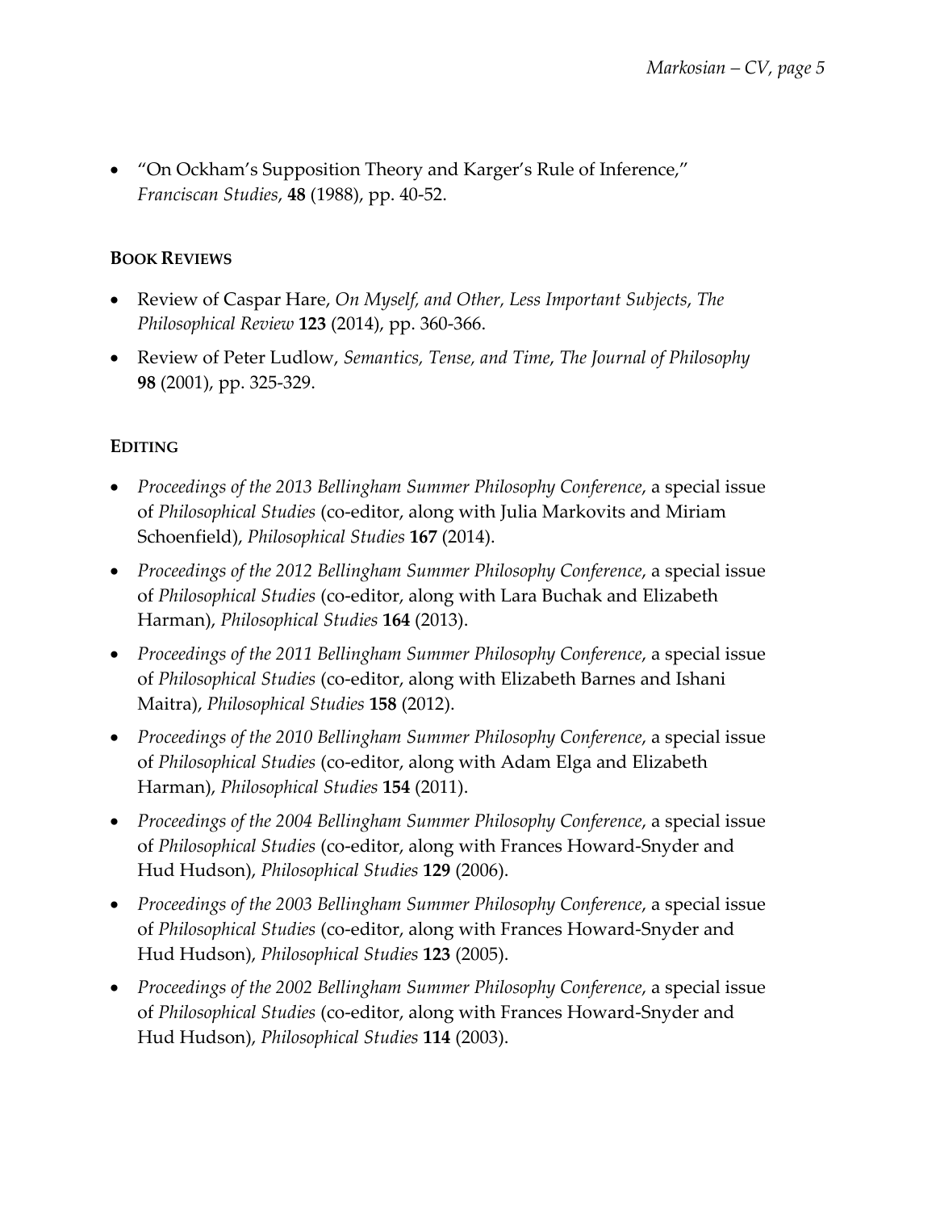- "On Ockham's Supposition Theory and Karger's Rule of Inference," *Franciscan Studies*, **48** (1988), pp. 40-52.

## BOOK REVIEWS

- Review of Caspar Hare, *On Myself, and Other, Less Important Subjects*, *The Philosophical Review* **123** (2014), pp. 360-366.
- Review of Peter Ludlow, *Semantics, Tense, and Time*, *The Journal of Philosophy* **98** (2001), pp. 325-329.

## EDITING

- *Proceedings of the 2013 Bellingham Summer Philosophy Conference*, a special issue of *Philosophical Studies* (co-editor, along with Julia Markovits and Miriam Schoenfield), *Philosophical Studies* **167** (2014).
- *Proceedings of the 2012 Bellingham Summer Philosophy Conference*, a special issue of *Philosophical Studies* (co-editor, along with Lara Buchak and Elizabeth Harman), *Philosophical Studies* **164** (2013).
- *Proceedings of the 2011 Bellingham Summer Philosophy Conference*, a special issue of *Philosophical Studies* (co-editor, along with Elizabeth Barnes and Ishani Maitra), *Philosophical Studies* **158** (2012).
- *Proceedings of the 2010 Bellingham Summer Philosophy Conference*, a special issue of *Philosophical Studies* (co-editor, along with Adam Elga and Elizabeth Harman), *Philosophical Studies* **154** (2011).
- *Proceedings of the 2004 Bellingham Summer Philosophy Conference*, a special issue of *Philosophical Studies* (co-editor, along with Frances Howard-Snyder and Hud Hudson), *Philosophical Studies* **129** (2006).
- *Proceedings of the 2003 Bellingham Summer Philosophy Conference*, a special issue of *Philosophical Studies* (co-editor, along with Frances Howard-Snyder and Hud Hudson), *Philosophical Studies* **123** (2005).
- *Proceedings of the 2002 Bellingham Summer Philosophy Conference*, a special issue of *Philosophical Studies* (co-editor, along with Frances Howard-Snyder and Hud Hudson), *Philosophical Studies* **114** (2003).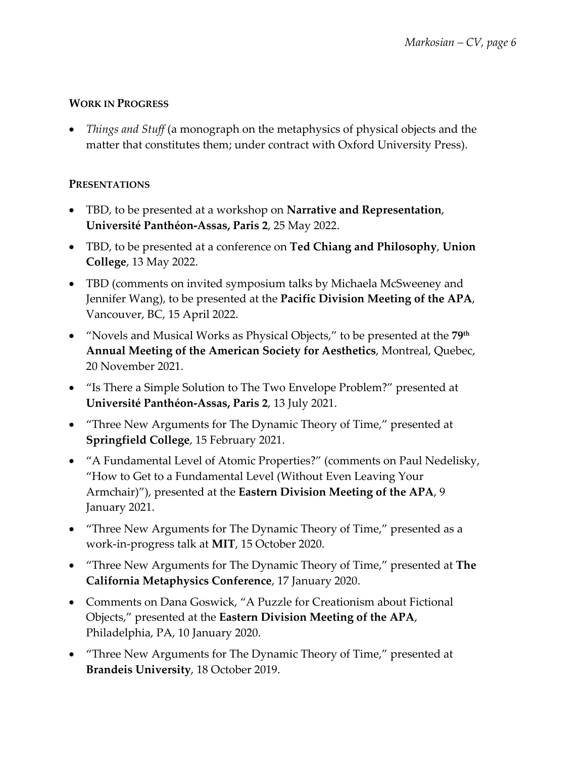## WORK IN PROGRESS

- *Things and Stuff* (a monograph on the metaphysics of physical objects and the matter that constitutes them; under contract with Oxford University Press).

## PRESENTATIONS

- TBD, to be presented at a workshop on **Narrative and Representation**, **Université Panthéon-Assas, Paris 2**, 25 May 2022.
- TBD, to be presented at a conference on **Ted Chiang and Philosophy**, **Union College**, 13 May 2022.
- TBD (comments on invited symposium talks by Michaela McSweeney and Jennifer Wang), to be presented at the **Pacific Division Meeting of the APA**, Vancouver, BC, 15 April 2022.
- "Novels and Musical Works as Physical Objects," to be presented at the **79th Annual Meeting of the American Society for Aesthetics**, Montreal, Quebec, 20 November 2021.
- "Is There a Simple Solution to The Two Envelope Problem?" presented at **Université Panthéon-Assas, Paris 2**, 13 July 2021.
- "Three New Arguments for The Dynamic Theory of Time," presented at **Springfield College**, 15 February 2021.
- "A Fundamental Level of Atomic Properties?" (comments on Paul Nedelisky, "How to Get to a Fundamental Level (Without Even Leaving Your Armchair)"), presented at the **Eastern Division Meeting of the APA**, 9 January 2021.
- "Three New Arguments for The Dynamic Theory of Time," presented as a work-in-progress talk at **MIT**, 15 October 2020.
- "Three New Arguments for The Dynamic Theory of Time," presented at **The California Metaphysics Conference**, 17 January 2020.
- Comments on Dana Goswick, "A Puzzle for Creationism about Fictional Objects," presented at the **Eastern Division Meeting of the APA**, Philadelphia, PA, 10 January 2020.
- "Three New Arguments for The Dynamic Theory of Time," presented at **Brandeis University**, 18 October 2019.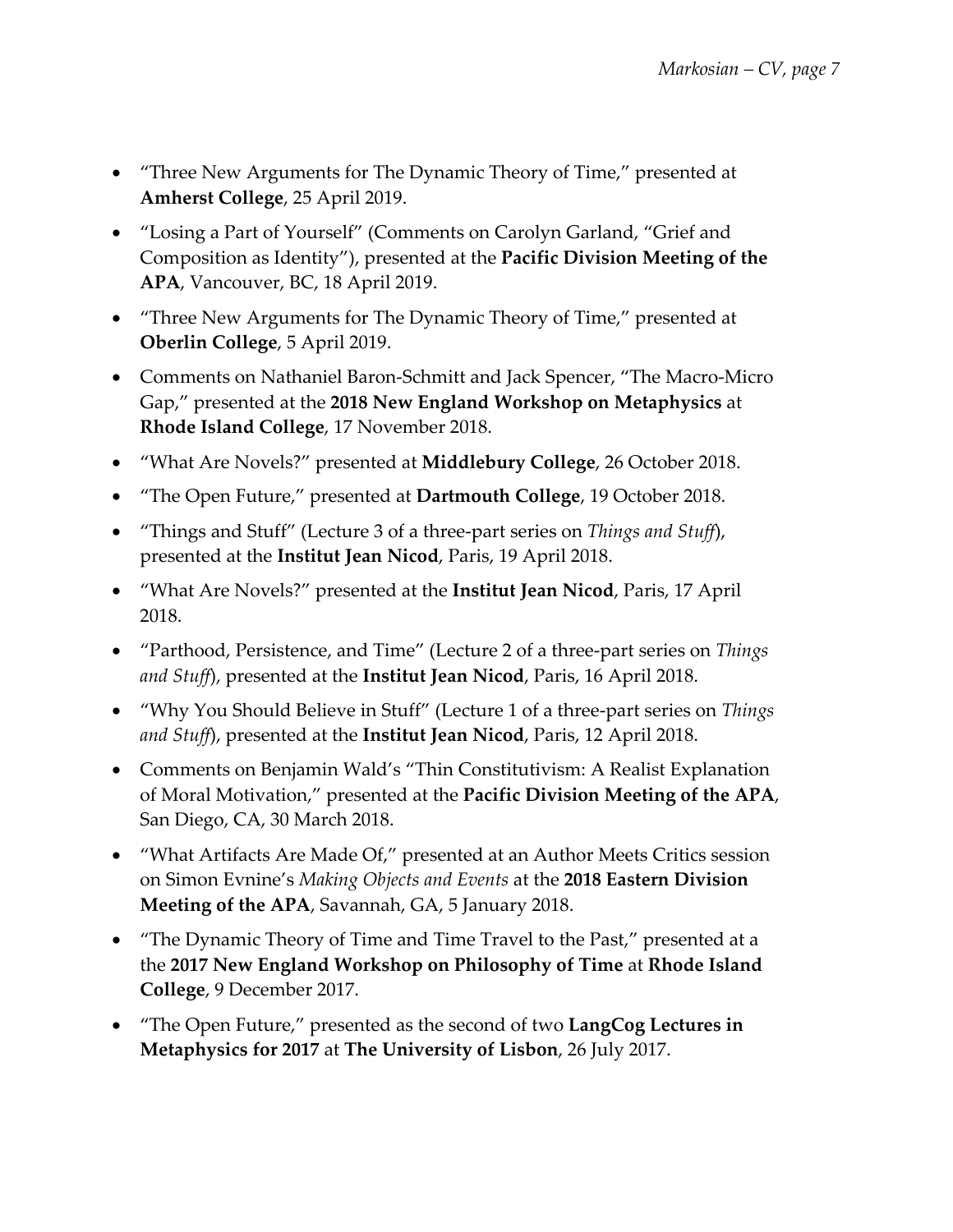- "Three New Arguments for The Dynamic Theory of Time," presented at **Amherst College**, 25 April 2019.
- "Losing a Part of Yourself" (Comments on Carolyn Garland, "Grief and Composition as Identity"), presented at the **Pacific Division Meeting of the APA**, Vancouver, BC, 18 April 2019.
- "Three New Arguments for The Dynamic Theory of Time," presented at **Oberlin College**, 5 April 2019.
- Comments on Nathaniel Baron-Schmitt and Jack Spencer, "The Macro-Micro Gap," presented at the **2018 New England Workshop on Metaphysics** at **Rhode Island College**, 17 November 2018.
- "What Are Novels?" presented at **Middlebury College**, 26 October 2018.
- "The Open Future," presented at **Dartmouth College**, 19 October 2018.
- "Things and Stuff" (Lecture 3 of a three-part series on *Things and Stuff*), presented at the **Institut Jean Nicod**, Paris, 19 April 2018.
- "What Are Novels?" presented at the **Institut Jean Nicod**, Paris, 17 April 2018.
- "Parthood, Persistence, and Time" (Lecture 2 of a three-part series on *Things and Stuff*), presented at the **Institut Jean Nicod**, Paris, 16 April 2018.
- "Why You Should Believe in Stuff" (Lecture 1 of a three-part series on *Things and Stuff*), presented at the **Institut Jean Nicod**, Paris, 12 April 2018.
- Comments on Benjamin Wald's "Thin Constitutivism: A Realist Explanation of Moral Motivation," presented at the **Pacific Division Meeting of the APA**, San Diego, CA, 30 March 2018.
- "What Artifacts Are Made Of," presented at an Author Meets Critics session on Simon Evnine's *Making Objects and Events* at the **2018 Eastern Division Meeting of the APA**, Savannah, GA, 5 January 2018.
- "The Dynamic Theory of Time and Time Travel to the Past," presented at a the **2017 New England Workshop on Philosophy of Time** at **Rhode Island College**, 9 December 2017.
- "The Open Future," presented as the second of two **LangCog Lectures in Metaphysics for 2017** at **The University of Lisbon**, 26 July 2017.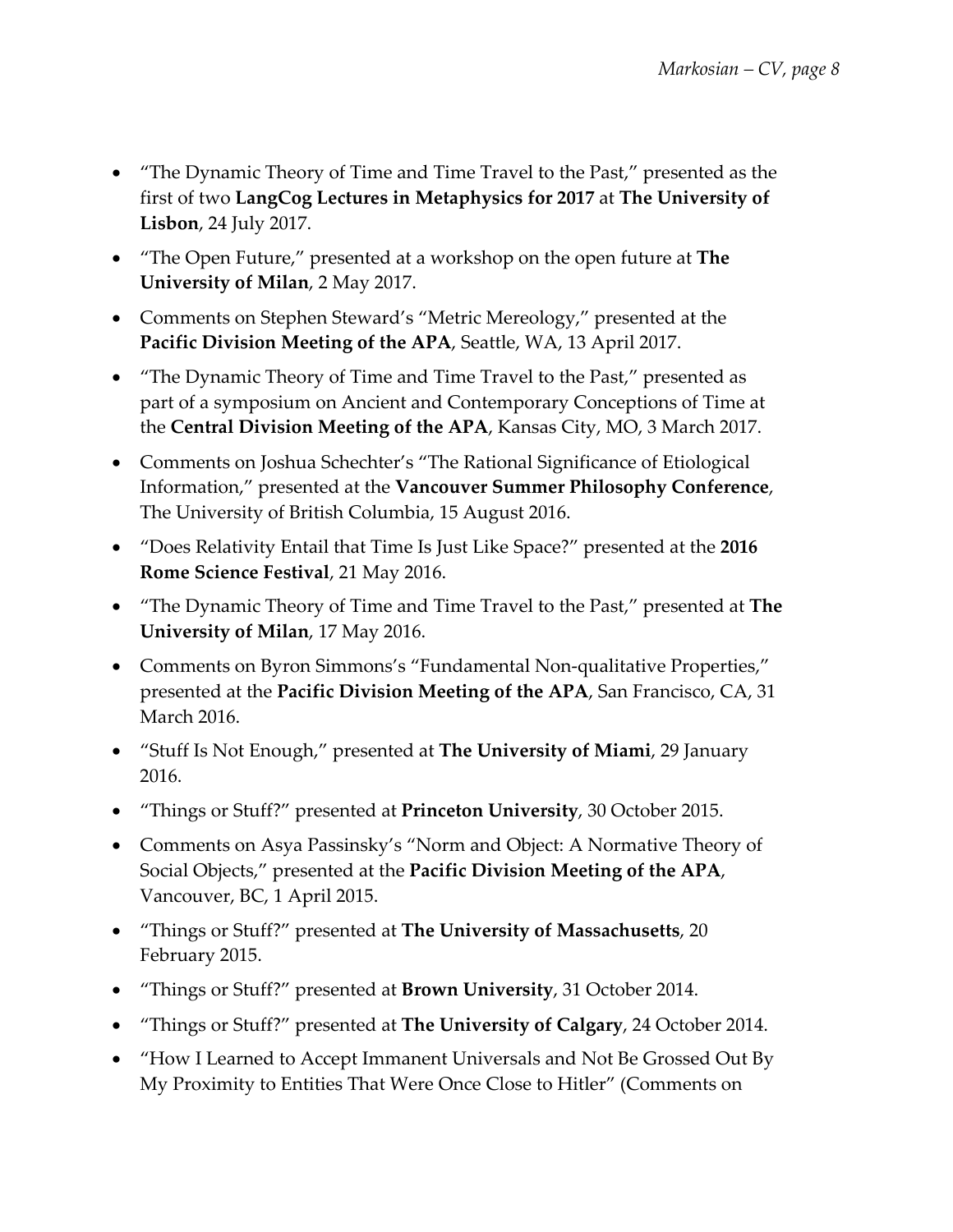- "The Dynamic Theory of Time and Time Travel to the Past," presented as the first of two **LangCog Lectures in Metaphysics for 2017** at **The University of Lisbon**, 24 July 2017.
- "The Open Future," presented at a workshop on the open future at **The University of Milan**, 2 May 2017.
- Comments on Stephen Steward's "Metric Mereology," presented at the **Pacific Division Meeting of the APA**, Seattle, WA, 13 April 2017.
- "The Dynamic Theory of Time and Time Travel to the Past," presented as part of a symposium on Ancient and Contemporary Conceptions of Time at the **Central Division Meeting of the APA**, Kansas City, MO, 3 March 2017.
- Comments on Joshua Schechter's "The Rational Significance of Etiological Information," presented at the **Vancouver Summer Philosophy Conference**, The University of British Columbia, 15 August 2016.
- "Does Relativity Entail that Time Is Just Like Space?" presented at the **2016 Rome Science Festival**, 21 May 2016.
- "The Dynamic Theory of Time and Time Travel to the Past," presented at **The University of Milan**, 17 May 2016.
- Comments on Byron Simmons's "Fundamental Non-qualitative Properties," presented at the **Pacific Division Meeting of the APA**, San Francisco, CA, 31 March 2016.
- "Stuff Is Not Enough," presented at **The University of Miami**, 29 January 2016.
- "Things or Stuff?" presented at **Princeton University**, 30 October 2015.
- Comments on Asya Passinsky's "Norm and Object: A Normative Theory of Social Objects," presented at the **Pacific Division Meeting of the APA**, Vancouver, BC, 1 April 2015.
- "Things or Stuff?" presented at **The University of Massachusetts**, 20 February 2015.
- "Things or Stuff?" presented at **Brown University**, 31 October 2014.
- "Things or Stuff?" presented at **The University of Calgary**, 24 October 2014.
- "How I Learned to Accept Immanent Universals and Not Be Grossed Out By My Proximity to Entities That Were Once Close to Hitler" (Comments on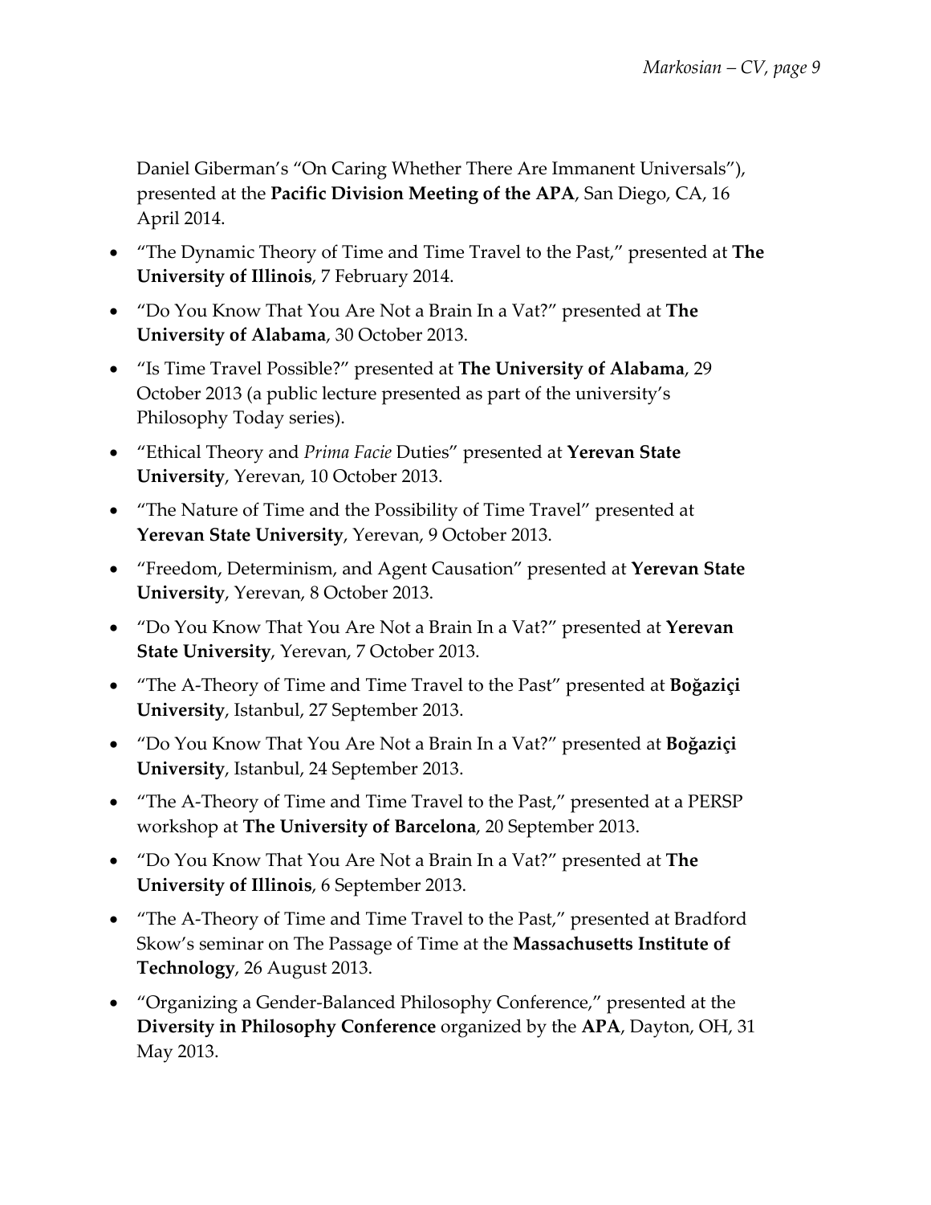Daniel Giberman's "On Caring Whether There Are Immanent Universals"), presented at the **Pacific Division Meeting of the APA**, San Diego, CA, 16 April 2014.

- "The Dynamic Theory of Time and Time Travel to the Past," presented at **The University of Illinois**, 7 February 2014.
- "Do You Know That You Are Not a Brain In a Vat?" presented at **The University of Alabama**, 30 October 2013.
- "Is Time Travel Possible?" presented at **The University of Alabama**, 29 October 2013 (a public lecture presented as part of the university's Philosophy Today series).
- "Ethical Theory and *Prima Facie* Duties" presented at **Yerevan State University**, Yerevan, 10 October 2013.
- "The Nature of Time and the Possibility of Time Travel" presented at **Yerevan State University**, Yerevan, 9 October 2013.
- "Freedom, Determinism, and Agent Causation" presented at **Yerevan State University**, Yerevan, 8 October 2013.
- "Do You Know That You Are Not a Brain In a Vat?" presented at **Yerevan State University**, Yerevan, 7 October 2013.
- "The A-Theory of Time and Time Travel to the Past" presented at **Boğaziçi University**, Istanbul, 27 September 2013.
- "Do You Know That You Are Not a Brain In a Vat?" presented at **Boğaziçi University**, Istanbul, 24 September 2013.
- "The A-Theory of Time and Time Travel to the Past," presented at a PERSP workshop at **The University of Barcelona**, 20 September 2013.
- "Do You Know That You Are Not a Brain In a Vat?" presented at **The University of Illinois**, 6 September 2013.
- "The A-Theory of Time and Time Travel to the Past," presented at Bradford Skow's seminar on The Passage of Time at the **Massachusetts Institute of Technology**, 26 August 2013.
- "Organizing a Gender-Balanced Philosophy Conference," presented at the **Diversity in Philosophy Conference** organized by the **APA**, Dayton, OH, 31 May 2013.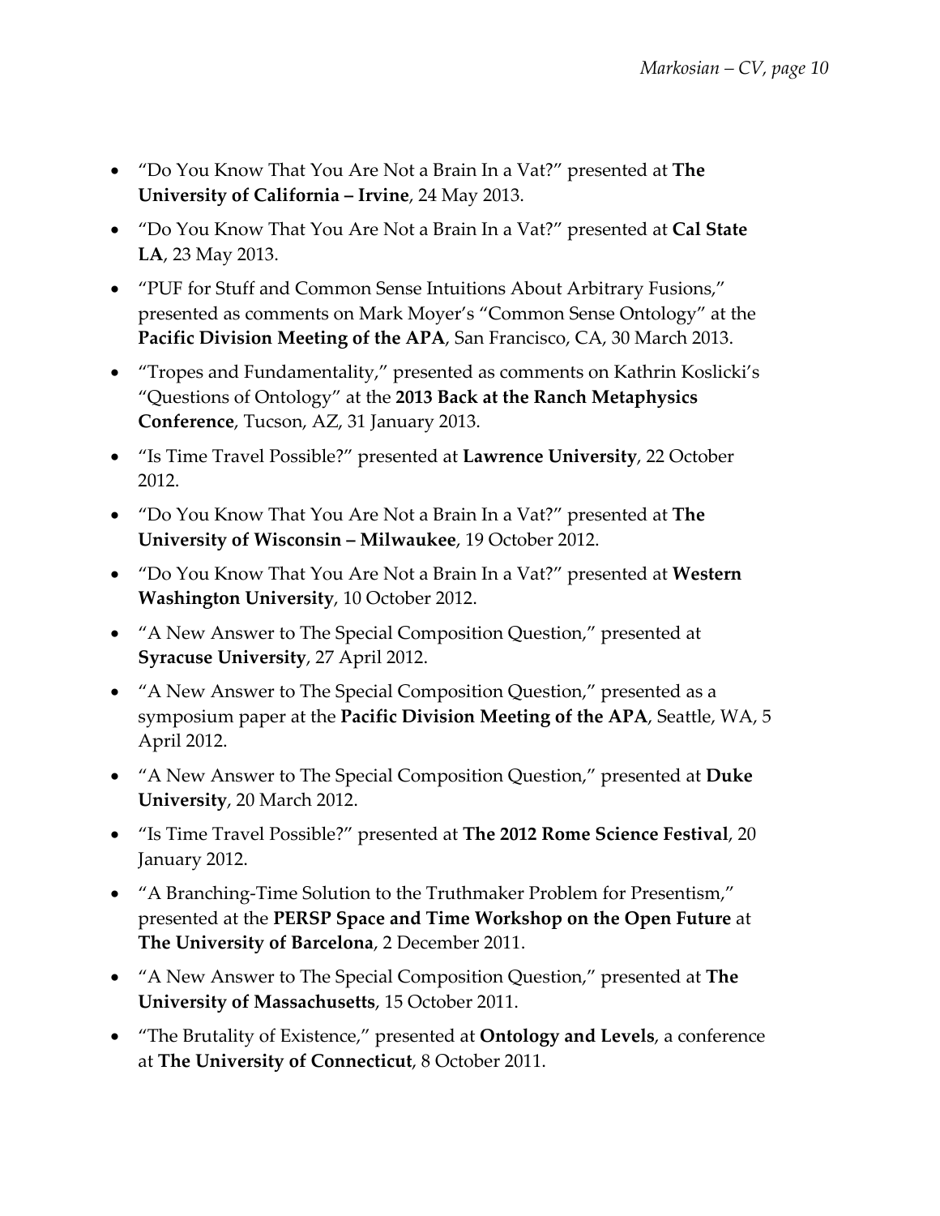- "Do You Know That You Are Not a Brain In a Vat?" presented at **The University of California – Irvine**, 24 May 2013.
- "Do You Know That You Are Not a Brain In a Vat?" presented at **Cal State LA**, 23 May 2013.
- "PUF for Stuff and Common Sense Intuitions About Arbitrary Fusions," presented as comments on Mark Moyer's "Common Sense Ontology" at the **Pacific Division Meeting of the APA**, San Francisco, CA, 30 March 2013.
- "Tropes and Fundamentality," presented as comments on Kathrin Koslicki's "Questions of Ontology" at the **2013 Back at the Ranch Metaphysics Conference**, Tucson, AZ, 31 January 2013.
- "Is Time Travel Possible?" presented at **Lawrence University**, 22 October 2012.
- "Do You Know That You Are Not a Brain In a Vat?" presented at **The University of Wisconsin – Milwaukee**, 19 October 2012.
- "Do You Know That You Are Not a Brain In a Vat?" presented at **Western Washington University**, 10 October 2012.
- "A New Answer to The Special Composition Question," presented at **Syracuse University**, 27 April 2012.
- "A New Answer to The Special Composition Question," presented as a symposium paper at the **Pacific Division Meeting of the APA**, Seattle, WA, 5 April 2012.
- "A New Answer to The Special Composition Question," presented at **Duke University**, 20 March 2012.
- "Is Time Travel Possible?" presented at **The 2012 Rome Science Festival**, 20 January 2012.
- "A Branching-Time Solution to the Truthmaker Problem for Presentism," presented at the **PERSP Space and Time Workshop on the Open Future** at **The University of Barcelona**, 2 December 2011.
- "A New Answer to The Special Composition Question," presented at **The University of Massachusetts**, 15 October 2011.
- "The Brutality of Existence," presented at **Ontology and Levels**, a conference at **The University of Connecticut**, 8 October 2011.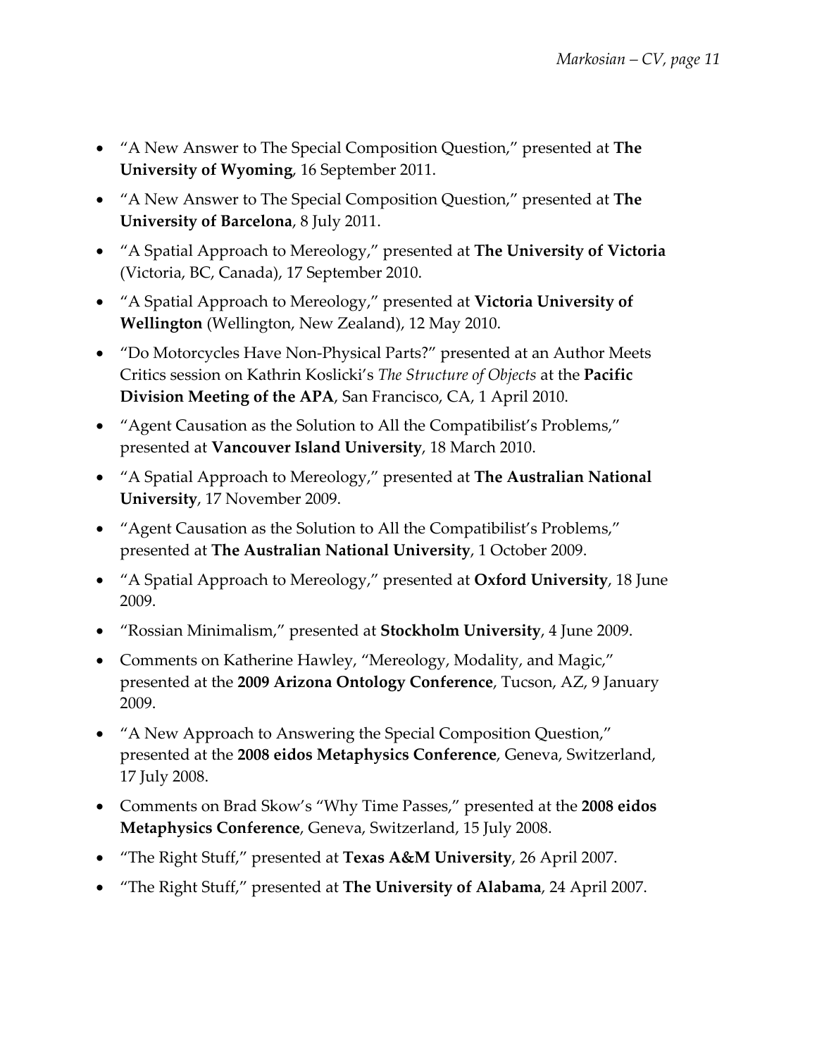- "A New Answer to The Special Composition Question," presented at **The University of Wyoming**, 16 September 2011.
- "A New Answer to The Special Composition Question," presented at **The University of Barcelona**, 8 July 2011.
- "A Spatial Approach to Mereology," presented at **The University of Victoria** (Victoria, BC, Canada), 17 September 2010.
- "A Spatial Approach to Mereology," presented at **Victoria University of Wellington** (Wellington, New Zealand), 12 May 2010.
- "Do Motorcycles Have Non-Physical Parts?" presented at an Author Meets Critics session on Kathrin Koslicki's *The Structure of Objects* at the **Pacific Division Meeting of the APA**, San Francisco, CA, 1 April 2010.
- "Agent Causation as the Solution to All the Compatibilist's Problems," presented at **Vancouver Island University**, 18 March 2010.
- "A Spatial Approach to Mereology," presented at **The Australian National University**, 17 November 2009.
- "Agent Causation as the Solution to All the Compatibilist's Problems," presented at **The Australian National University**, 1 October 2009.
- "A Spatial Approach to Mereology," presented at **Oxford University**, 18 June 2009.
- "Rossian Minimalism," presented at **Stockholm University**, 4 June 2009.
- Comments on Katherine Hawley, "Mereology, Modality, and Magic," presented at the **2009 Arizona Ontology Conference**, Tucson, AZ, 9 January 2009.
- "A New Approach to Answering the Special Composition Question," presented at the **2008 eidos Metaphysics Conference**, Geneva, Switzerland, 17 July 2008.
- Comments on Brad Skow's "Why Time Passes," presented at the **2008 eidos Metaphysics Conference**, Geneva, Switzerland, 15 July 2008.
- "The Right Stuff," presented at **Texas A&M University**, 26 April 2007.
- "The Right Stuff," presented at **The University of Alabama**, 24 April 2007.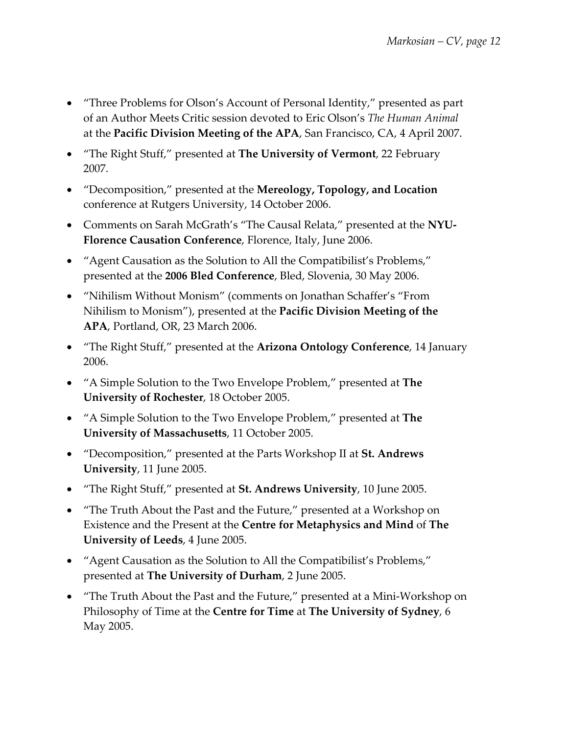- "Three Problems for Olson's Account of Personal Identity," presented as part of an Author Meets Critic session devoted to Eric Olson's *The Human Animal* at the **Pacific Division Meeting of the APA**, San Francisco, CA, 4 April 2007.
- "The Right Stuff," presented at **The University of Vermont**, 22 February 2007.
- "Decomposition," presented at the **Mereology, Topology, and Location** conference at Rutgers University, 14 October 2006.
- Comments on Sarah McGrath's "The Causal Relata," presented at the **NYU-Florence Causation Conference**, Florence, Italy, June 2006.
- "Agent Causation as the Solution to All the Compatibilist's Problems," presented at the **2006 Bled Conference**, Bled, Slovenia, 30 May 2006.
- "Nihilism Without Monism" (comments on Jonathan Schaffer's "From Nihilism to Monism"), presented at the **Pacific Division Meeting of the APA**, Portland, OR, 23 March 2006.
- "The Right Stuff," presented at the **Arizona Ontology Conference**, 14 January 2006.
- "A Simple Solution to the Two Envelope Problem," presented at **The University of Rochester**, 18 October 2005.
- "A Simple Solution to the Two Envelope Problem," presented at **The University of Massachusetts**, 11 October 2005.
- "Decomposition," presented at the Parts Workshop II at **St. Andrews University**, 11 June 2005.
- "The Right Stuff," presented at **St. Andrews University**, 10 June 2005.
- "The Truth About the Past and the Future," presented at a Workshop on Existence and the Present at the **Centre for Metaphysics and Mind** of **The University of Leeds**, 4 June 2005.
- "Agent Causation as the Solution to All the Compatibilist's Problems," presented at **The University of Durham**, 2 June 2005.
- "The Truth About the Past and the Future," presented at a Mini-Workshop on Philosophy of Time at the **Centre for Time** at **The University of Sydney**, 6 May 2005.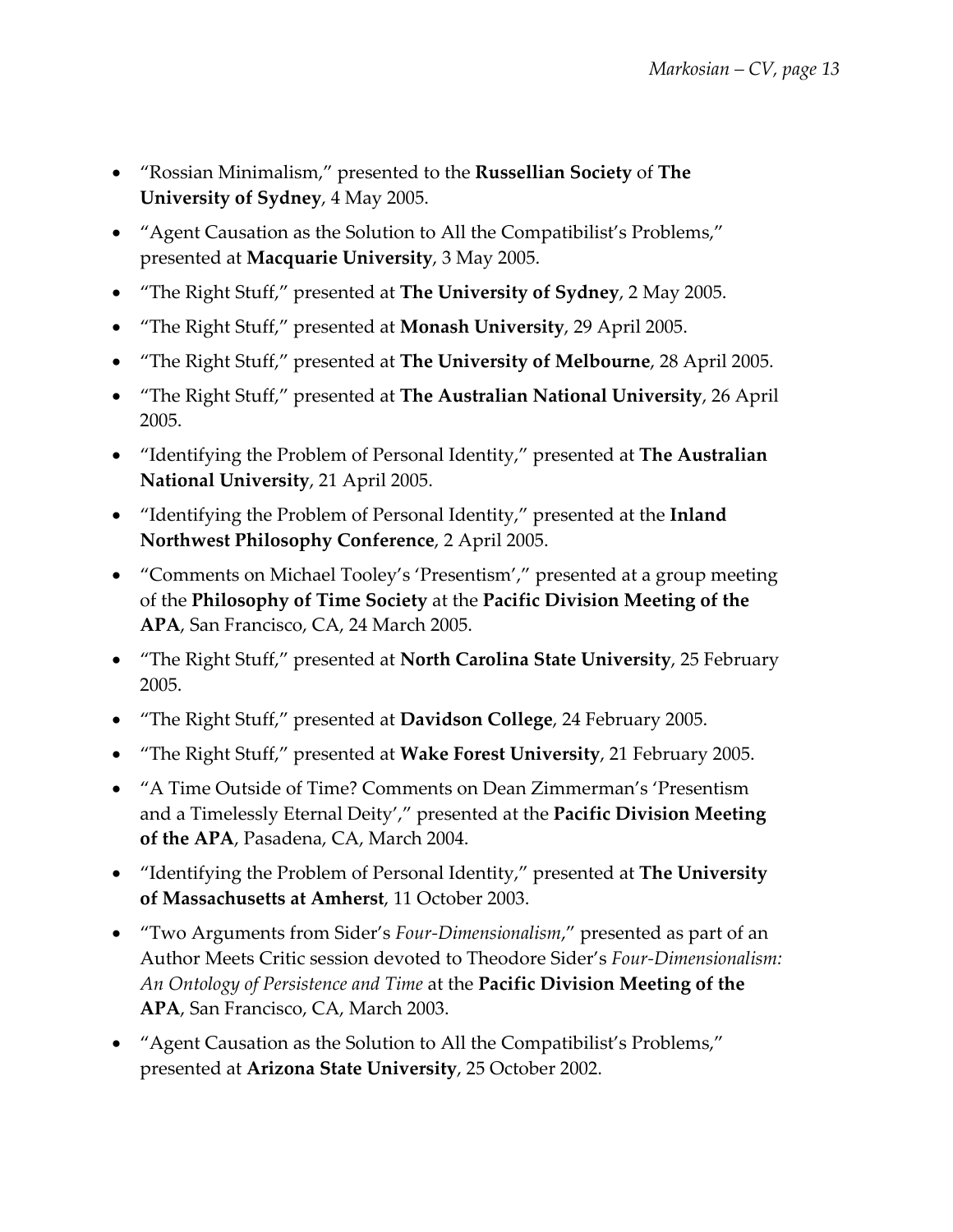- "Rossian Minimalism," presented to the **Russellian Society** of **The University of Sydney**, 4 May 2005.
- "Agent Causation as the Solution to All the Compatibilist's Problems," presented at **Macquarie University**, 3 May 2005.
- "The Right Stuff," presented at **The University of Sydney**, 2 May 2005.
- "The Right Stuff," presented at **Monash University**, 29 April 2005.
- "The Right Stuff," presented at **The University of Melbourne**, 28 April 2005.
- "The Right Stuff," presented at **The Australian National University**, 26 April 2005.
- "Identifying the Problem of Personal Identity," presented at **The Australian National University**, 21 April 2005.
- "Identifying the Problem of Personal Identity," presented at the **Inland Northwest Philosophy Conference**, 2 April 2005.
- "Comments on Michael Tooley's 'Presentism'," presented at a group meeting of the **Philosophy of Time Society** at the **Pacific Division Meeting of the APA**, San Francisco, CA, 24 March 2005.
- "The Right Stuff," presented at **North Carolina State University**, 25 February 2005.
- "The Right Stuff," presented at **Davidson College**, 24 February 2005.
- "The Right Stuff," presented at **Wake Forest University**, 21 February 2005.
- "A Time Outside of Time? Comments on Dean Zimmerman's 'Presentism and a Timelessly Eternal Deity'," presented at the **Pacific Division Meeting of the APA**, Pasadena, CA, March 2004.
- "Identifying the Problem of Personal Identity," presented at **The University of Massachusetts at Amherst**, 11 October 2003.
- "Two Arguments from Sider's *Four-Dimensionalism*," presented as part of an Author Meets Critic session devoted to Theodore Sider's *Four-Dimensionalism: An Ontology of Persistence and Time* at the **Pacific Division Meeting of the APA**, San Francisco, CA, March 2003.
- "Agent Causation as the Solution to All the Compatibilist's Problems," presented at **Arizona State University**, 25 October 2002.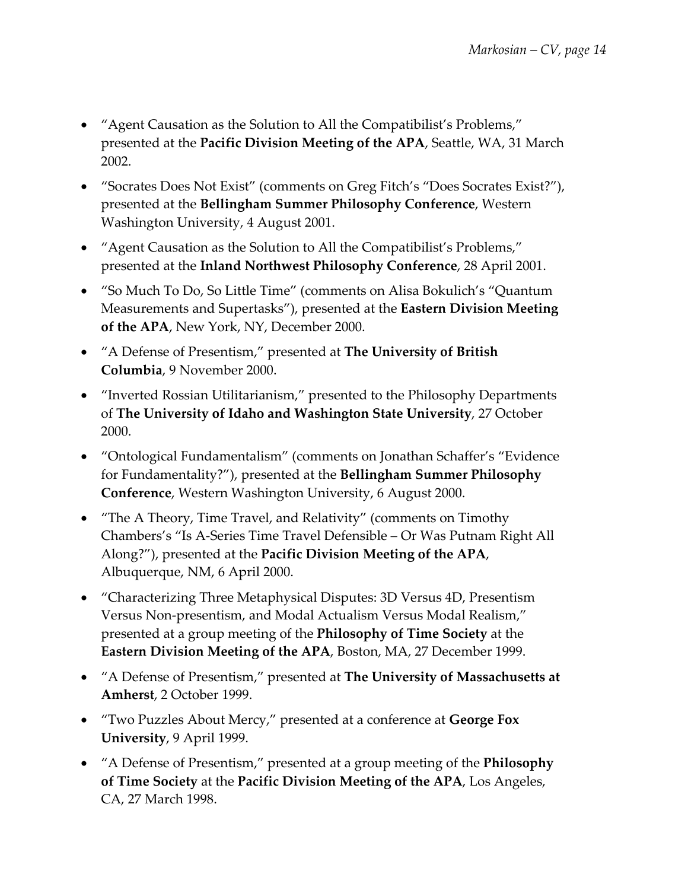- "Agent Causation as the Solution to All the Compatibilist's Problems," presented at the **Pacific Division Meeting of the APA**, Seattle, WA, 31 March 2002.
- "Socrates Does Not Exist" (comments on Greg Fitch's "Does Socrates Exist?"), presented at the **Bellingham Summer Philosophy Conference**, Western Washington University, 4 August 2001.
- "Agent Causation as the Solution to All the Compatibilist's Problems," presented at the **Inland Northwest Philosophy Conference**, 28 April 2001.
- "So Much To Do, So Little Time" (comments on Alisa Bokulich's "Quantum Measurements and Supertasks"), presented at the **Eastern Division Meeting of the APA**, New York, NY, December 2000.
- "A Defense of Presentism," presented at **The University of British Columbia**, 9 November 2000.
- "Inverted Rossian Utilitarianism," presented to the Philosophy Departments of **The University of Idaho and Washington State University**, 27 October 2000.
- "Ontological Fundamentalism" (comments on Jonathan Schaffer's "Evidence for Fundamentality?"), presented at the **Bellingham Summer Philosophy Conference**, Western Washington University, 6 August 2000.
- "The A Theory, Time Travel, and Relativity" (comments on Timothy Chambers's "Is A-Series Time Travel Defensible – Or Was Putnam Right All Along?"), presented at the **Pacific Division Meeting of the APA**, Albuquerque, NM, 6 April 2000.
- "Characterizing Three Metaphysical Disputes: 3D Versus 4D, Presentism Versus Non-presentism, and Modal Actualism Versus Modal Realism," presented at a group meeting of the **Philosophy of Time Society** at the **Eastern Division Meeting of the APA**, Boston, MA, 27 December 1999.
- "A Defense of Presentism," presented at **The University of Massachusetts at Amherst**, 2 October 1999.
- "Two Puzzles About Mercy," presented at a conference at **George Fox University**, 9 April 1999.
- "A Defense of Presentism," presented at a group meeting of the **Philosophy of Time Society** at the **Pacific Division Meeting of the APA**, Los Angeles, CA, 27 March 1998.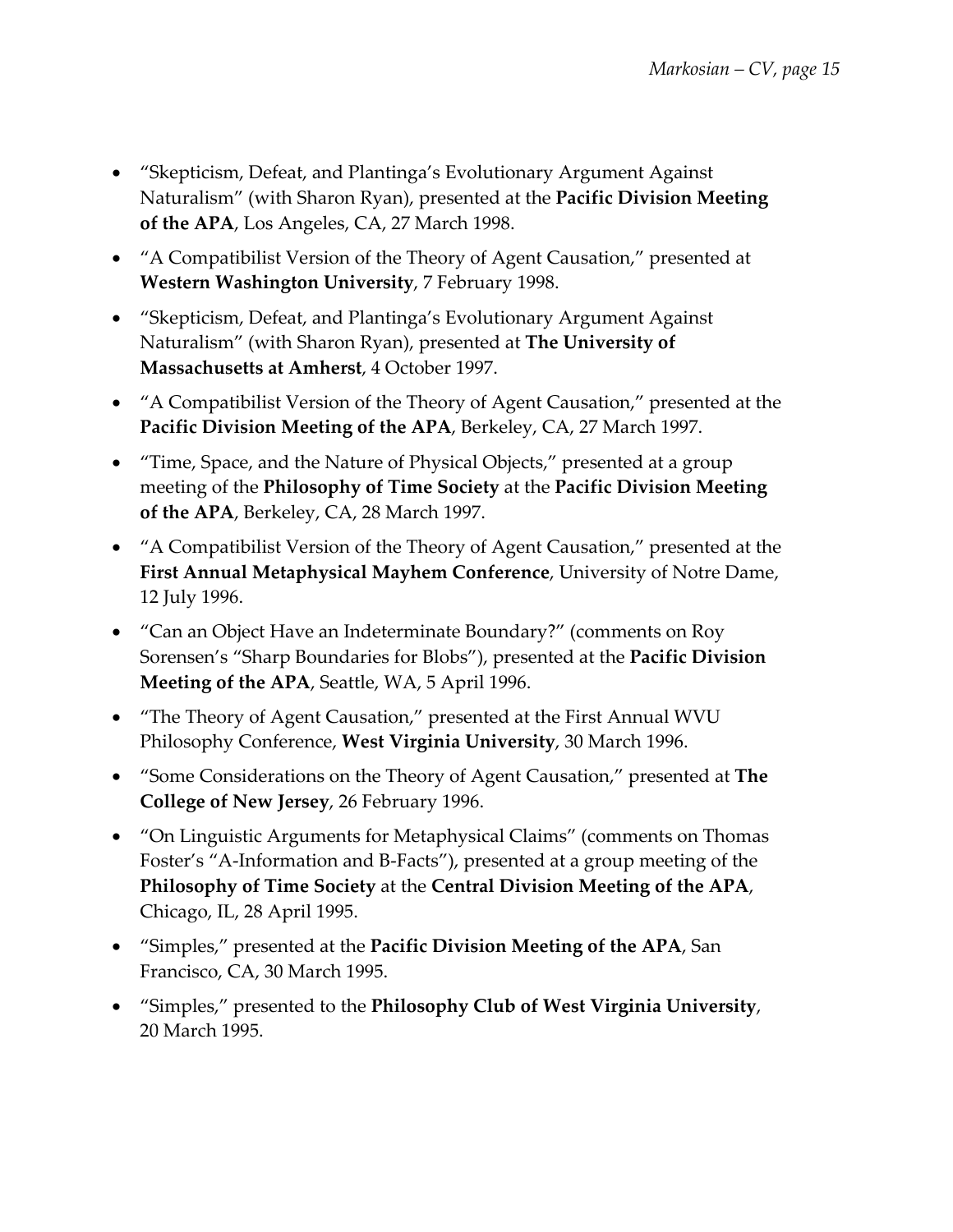- “Skepticism, Defeat, and Plantinga’s Evolutionary Argument Against Naturalism” (with Sharon Ryan), presented at the **Pacific Division Meeting of the APA**, Los Angeles, CA, 27 March 1998.
- “A Compatibilist Version of the Theory of Agent Causation,” presented at **Western Washington University**, 7 February 1998.
- “Skepticism, Defeat, and Plantinga’s Evolutionary Argument Against Naturalism” (with Sharon Ryan), presented at **The University of Massachusetts at Amherst**, 4 October 1997.
- “A Compatibilist Version of the Theory of Agent Causation,” presented at the **Pacific Division Meeting of the APA**, Berkeley, CA, 27 March 1997.
- “Time, Space, and the Nature of Physical Objects,” presented at a group meeting of the **Philosophy of Time Society** at the **Pacific Division Meeting of the APA**, Berkeley, CA, 28 March 1997.
- “A Compatibilist Version of the Theory of Agent Causation,” presented at the **First Annual Metaphysical Mayhem Conference**, University of Notre Dame, 12 July 1996.
- “Can an Object Have an Indeterminate Boundary?” (comments on Roy Sorensen’s “Sharp Boundaries for Blobs”), presented at the **Pacific Division Meeting of the APA**, Seattle, WA, 5 April 1996.
- “The Theory of Agent Causation,” presented at the First Annual WVU Philosophy Conference, **West Virginia University**, 30 March 1996.
- “Some Considerations on the Theory of Agent Causation,” presented at **The College of New Jersey**, 26 February 1996.
- “On Linguistic Arguments for Metaphysical Claims” (comments on Thomas Foster’s “A-Information and B-Facts”), presented at a group meeting of the **Philosophy of Time Society** at the **Central Division Meeting of the APA**, Chicago, IL, 28 April 1995.
- “Simples,” presented at the **Pacific Division Meeting of the APA**, San Francisco, CA, 30 March 1995.
- “Simples,” presented to the **Philosophy Club of West Virginia University**, 20 March 1995.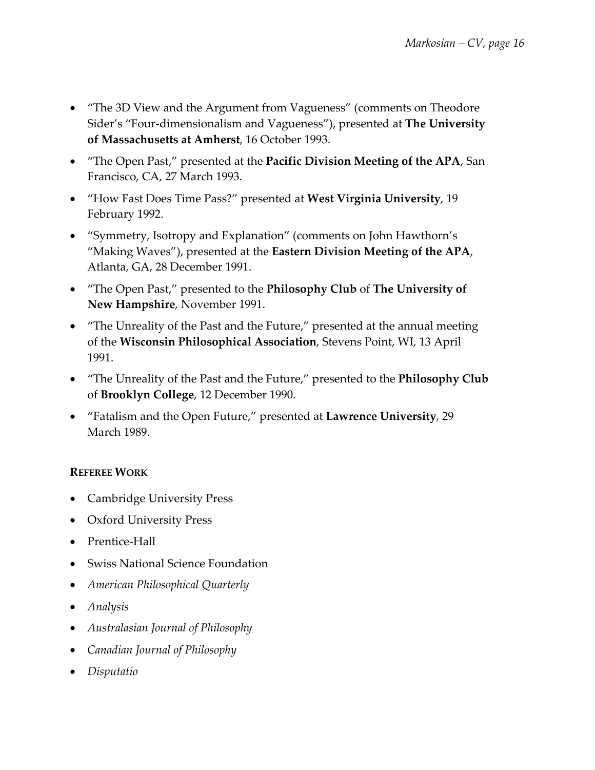- "The 3D View and the Argument from Vagueness" (comments on Theodore Sider's "Four-dimensionalism and Vagueness"), presented at **The University of Massachusetts at Amherst**, 16 October 1993.
- "The Open Past," presented at the **Pacific Division Meeting of the APA**, San Francisco, CA, 27 March 1993.
- "How Fast Does Time Pass?" presented at **West Virginia University**, 19 February 1992.
- "Symmetry, Isotropy and Explanation" (comments on John Hawthorn's "Making Waves"), presented at the **Eastern Division Meeting of the APA**, Atlanta, GA, 28 December 1991.
- "The Open Past," presented to the **Philosophy Club** of **The University of New Hampshire**, November 1991.
- "The Unreality of the Past and the Future," presented at the annual meeting of the **Wisconsin Philosophical Association**, Stevens Point, WI, 13 April 1991.
- "The Unreality of the Past and the Future," presented to the **Philosophy Club** of **Brooklyn College**, 12 December 1990.
- "Fatalism and the Open Future," presented at **Lawrence University**, 29 March 1989.

**REFEREE WORK**

- Cambridge University Press
- Oxford University Press
- Prentice-Hall
- Swiss National Science Foundation
- *American Philosophical Quarterly*
- *Analysis*
- *Australasian Journal of Philosophy*
- *Canadian Journal of Philosophy*
- *Disputatio*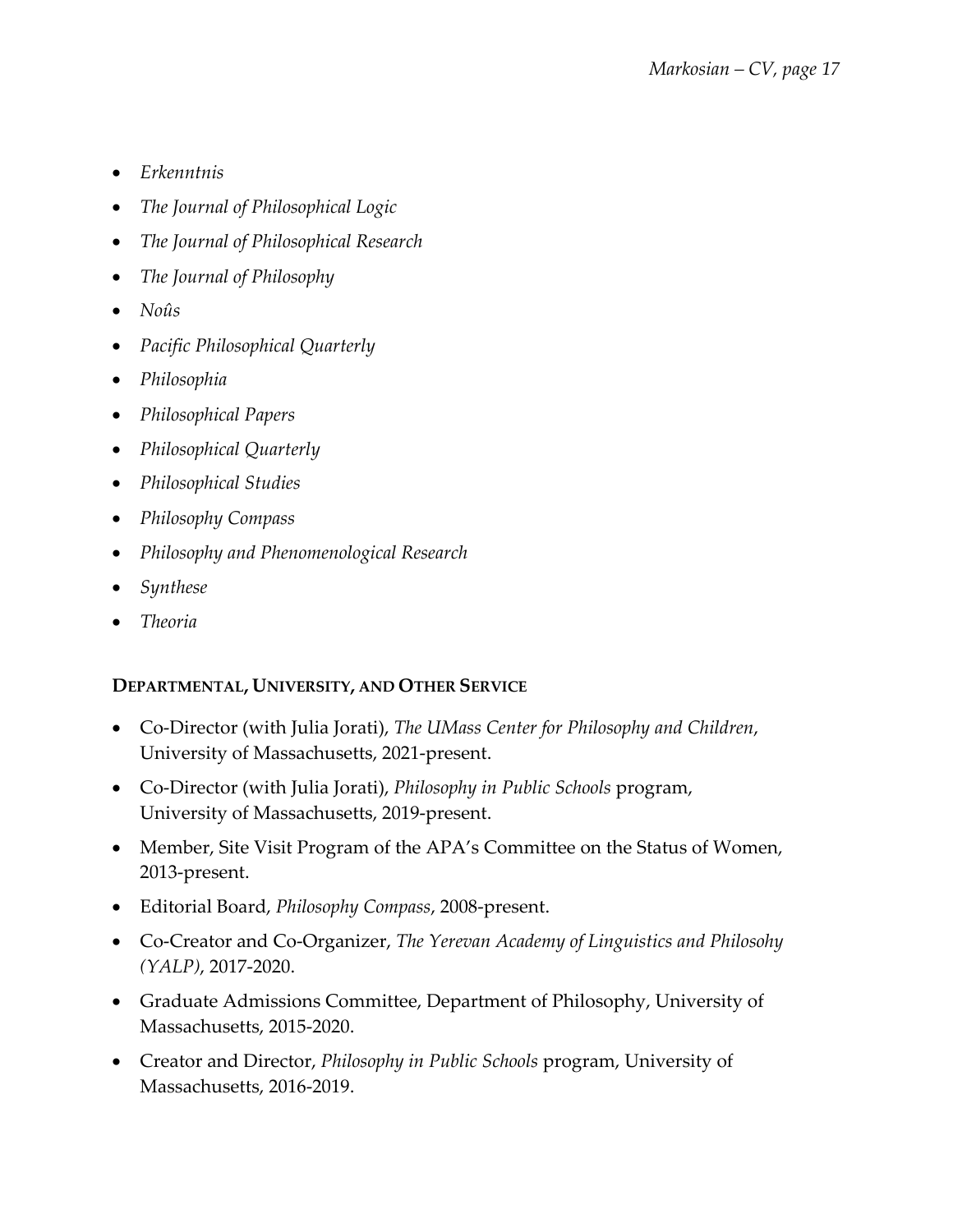- *Erkenntnis*
- *The Journal of Philosophical Logic*
- *The Journal of Philosophical Research*
- *The Journal of Philosophy*
- *Noûs*
- *Pacific Philosophical Quarterly*
- *Philosophia*
- *Philosophical Papers*
- *Philosophical Quarterly*
- *Philosophical Studies*
- *Philosophy Compass*
- *Philosophy and Phenomenological Research*
- *Synthese*
- *Theoria*

**DEPARTMENTAL, UNIVERSITY, AND OTHER SERVICE**

- Co-Director (with Julia Jorati), *The UMass Center for Philosophy and Children*, University of Massachusetts, 2021-present.
- Co-Director (with Julia Jorati), *Philosophy in Public Schools* program, University of Massachusetts, 2019-present.
- Member, Site Visit Program of the APA's Committee on the Status of Women, 2013-present.
- Editorial Board, *Philosophy Compass*, 2008-present.
- Co-Creator and Co-Organizer, *The Yerevan Academy of Linguistics and Philosohy (YALP)*, 2017-2020.
- Graduate Admissions Committee, Department of Philosophy, University of Massachusetts, 2015-2020.
- Creator and Director, *Philosophy in Public Schools* program, University of Massachusetts, 2016-2019.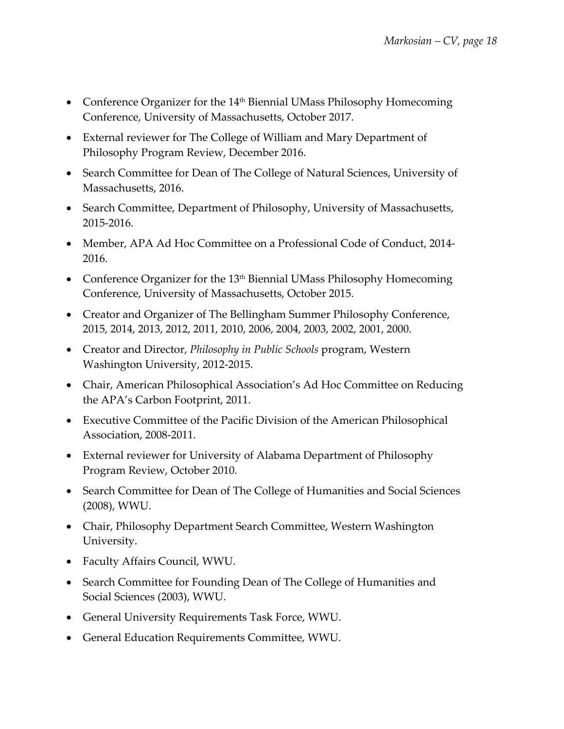- Conference Organizer for the 14th Biennial UMass Philosophy Homecoming Conference, University of Massachusetts, October 2017.
- External reviewer for The College of William and Mary Department of Philosophy Program Review, December 2016.
- Search Committee for Dean of The College of Natural Sciences, University of Massachusetts, 2016.
- Search Committee, Department of Philosophy, University of Massachusetts, 2015-2016.
- Member, APA Ad Hoc Committee on a Professional Code of Conduct, 2014-2016.
- Conference Organizer for the 13th Biennial UMass Philosophy Homecoming Conference, University of Massachusetts, October 2015.
- Creator and Organizer of The Bellingham Summer Philosophy Conference, 2015, 2014, 2013, 2012, 2011, 2010, 2006, 2004, 2003, 2002, 2001, 2000.
- Creator and Director, *Philosophy in Public Schools* program, Western Washington University, 2012-2015.
- Chair, American Philosophical Association's Ad Hoc Committee on Reducing the APA's Carbon Footprint, 2011.
- Executive Committee of the Pacific Division of the American Philosophical Association, 2008-2011.
- External reviewer for University of Alabama Department of Philosophy Program Review, October 2010.
- Search Committee for Dean of The College of Humanities and Social Sciences (2008), WWU.
- Chair, Philosophy Department Search Committee, Western Washington University.
- Faculty Affairs Council, WWU.
- Search Committee for Founding Dean of The College of Humanities and Social Sciences (2003), WWU.
- General University Requirements Task Force, WWU.
- General Education Requirements Committee, WWU.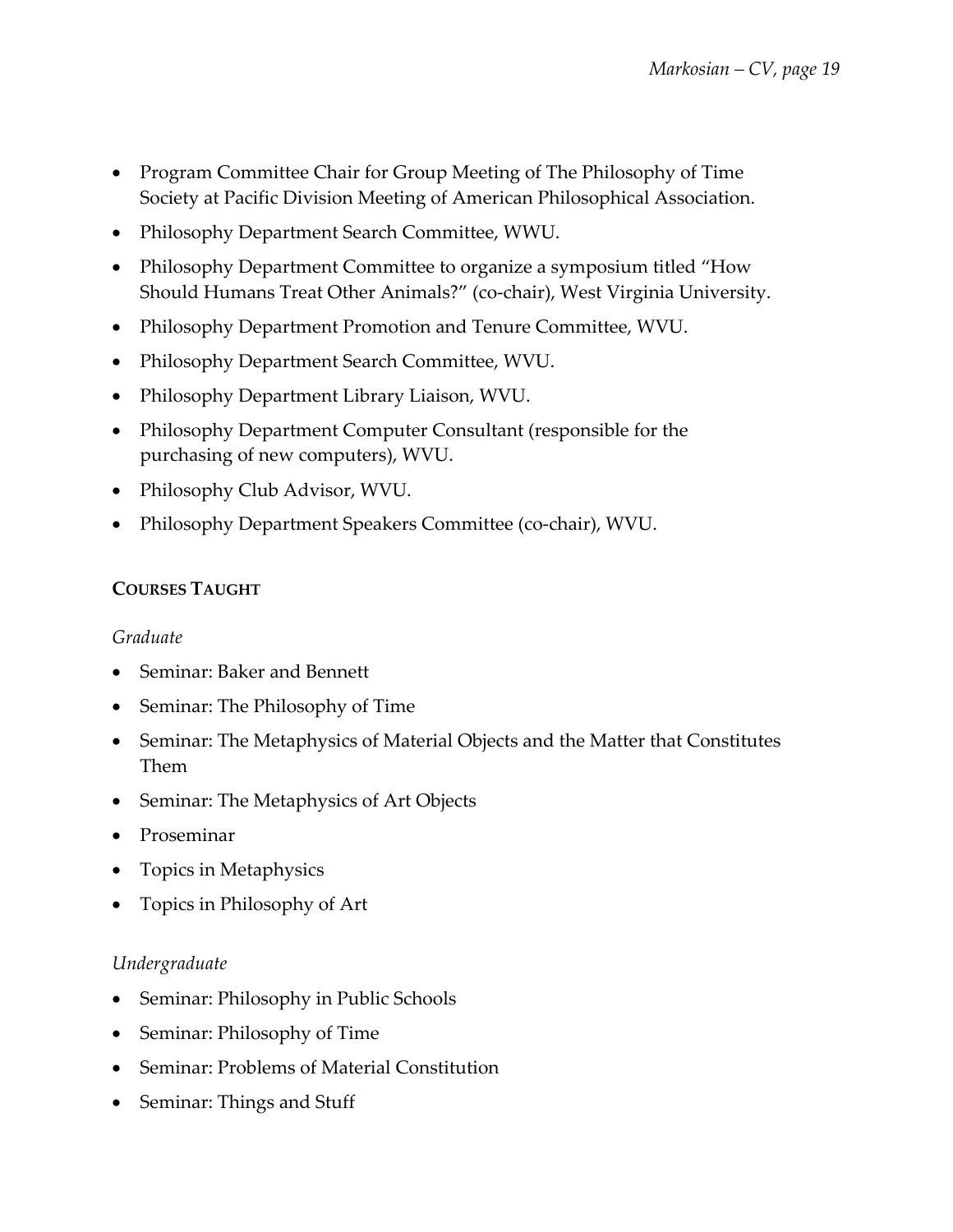- Program Committee Chair for Group Meeting of The Philosophy of Time Society at Pacific Division Meeting of American Philosophical Association.
- Philosophy Department Search Committee, WWU.
- Philosophy Department Committee to organize a symposium titled "How Should Humans Treat Other Animals?" (co-chair), West Virginia University.
- Philosophy Department Promotion and Tenure Committee, WVU.
- Philosophy Department Search Committee, WVU.
- Philosophy Department Library Liaison, WVU.
- Philosophy Department Computer Consultant (responsible for the purchasing of new computers), WVU.
- Philosophy Club Advisor, WVU.
- Philosophy Department Speakers Committee (co-chair), WVU.

## COURSES TAUGHT

*Graduate*

- Seminar: Baker and Bennett
- Seminar: The Philosophy of Time
- Seminar: The Metaphysics of Material Objects and the Matter that Constitutes Them
- Seminar: The Metaphysics of Art Objects
- Proseminar
- Topics in Metaphysics
- Topics in Philosophy of Art

*Undergraduate*

- Seminar: Philosophy in Public Schools
- Seminar: Philosophy of Time
- Seminar: Problems of Material Constitution
- Seminar: Things and Stuff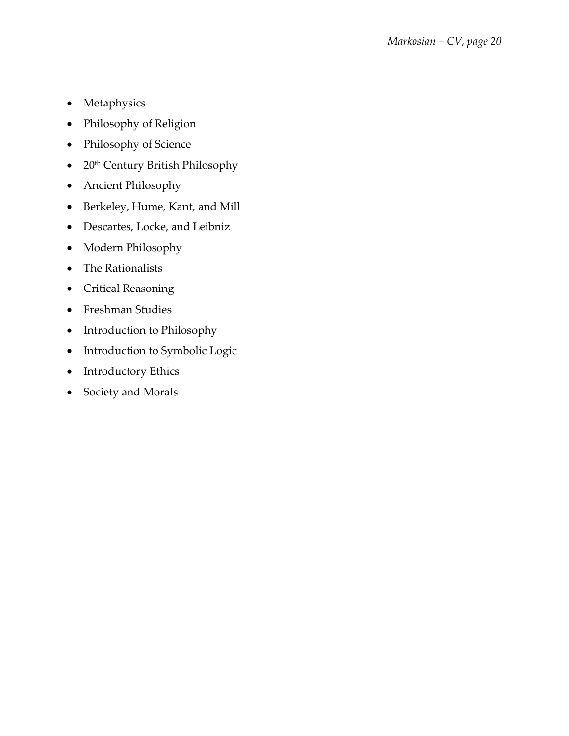- Metaphysics
- Philosophy of Religion
- Philosophy of Science
- 20th Century British Philosophy
- Ancient Philosophy
- Berkeley, Hume, Kant, and Mill
- Descartes, Locke, and Leibniz
- Modern Philosophy
- The Rationalists
- Critical Reasoning
- Freshman Studies
- Introduction to Philosophy
- Introduction to Symbolic Logic
- Introductory Ethics
- Society and Morals